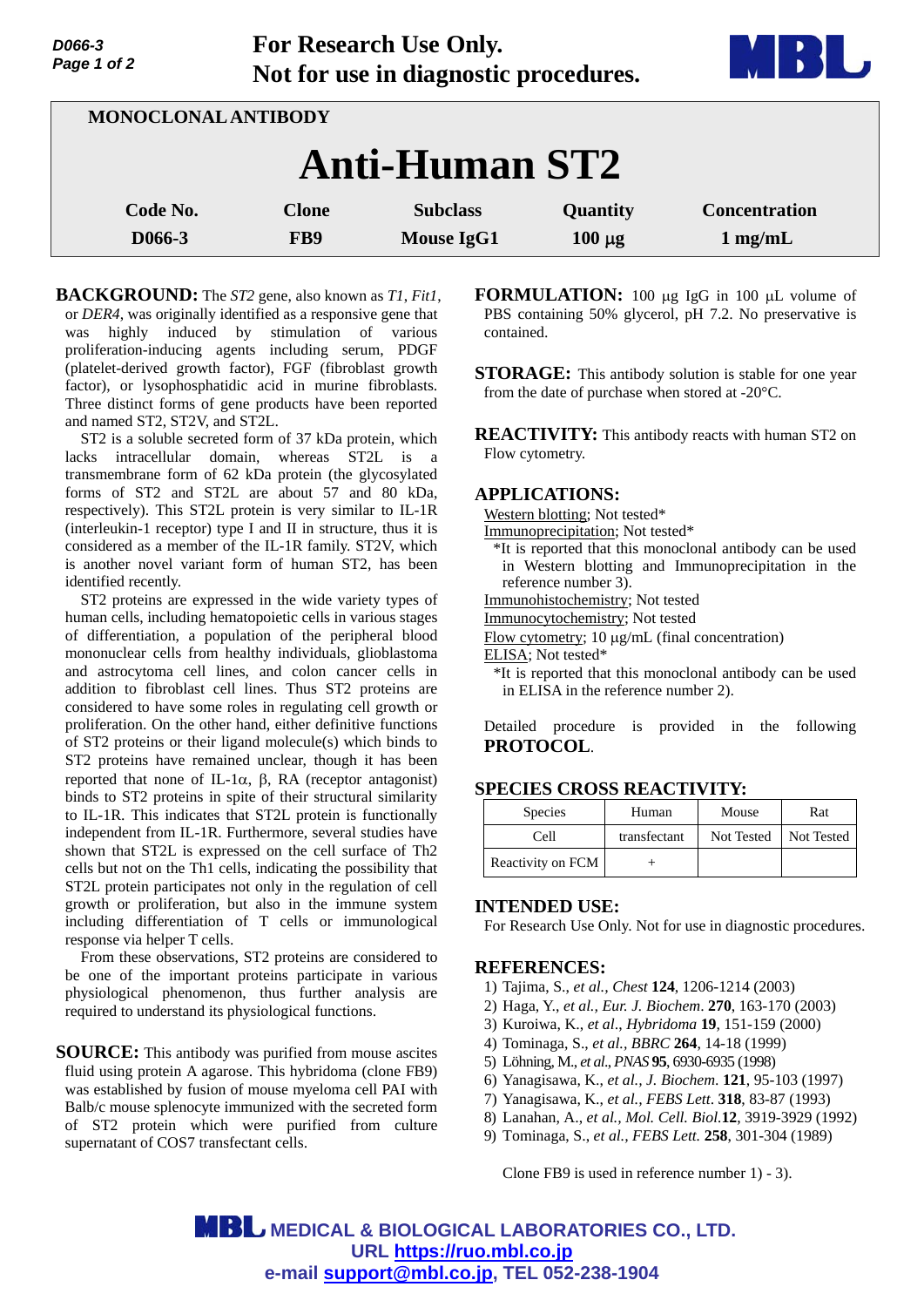**For Research Use Only.**
**Not for use in diagnostic procedures.**

MONOCLONAL ANTIBODY

# Anti-Human ST2

| Code No. | Clone | Subclass | Quantity | Concentration |
|---|---|---|---|---|
| D066-3 | FB9 | Mouse IgG1 | 100 µg | 1 mg/mL |

**BACKGROUND:** The *ST2* gene, also known as *T1*, *Fit1*, or *DER4*, was originally identified as a responsive gene that was highly induced by stimulation of various proliferation-inducing agents including serum, PDGF (platelet-derived growth factor), FGF (fibroblast growth factor), or lysophosphatidic acid in murine fibroblasts. Three distinct forms of gene products have been reported and named ST2, ST2V, and ST2L.

ST2 is a soluble secreted form of 37 kDa protein, which lacks intracellular domain, whereas ST2L is a transmembrane form of 62 kDa protein (the glycosylated forms of ST2 and ST2L are about 57 and 80 kDa, respectively). This ST2L protein is very similar to IL-1R (interleukin-1 receptor) type I and II in structure, thus it is considered as a member of the IL-1R family. ST2V, which is another novel variant form of human ST2, has been identified recently.

ST2 proteins are expressed in the wide variety types of human cells, including hematopoietic cells in various stages of differentiation, a population of the peripheral blood mononuclear cells from healthy individuals, glioblastoma and astrocytoma cell lines, and colon cancer cells in addition to fibroblast cell lines. Thus ST2 proteins are considered to have some roles in regulating cell growth or proliferation. On the other hand, either definitive functions of ST2 proteins or their ligand molecule(s) which binds to ST2 proteins have remained unclear, though it has been reported that none of IL-1α, β, RA (receptor antagonist) binds to ST2 proteins in spite of their structural similarity to IL-1R. This indicates that ST2L protein is functionally independent from IL-1R. Furthermore, several studies have shown that ST2L is expressed on the cell surface of Th2 cells but not on the Th1 cells, indicating the possibility that ST2L protein participates not only in the regulation of cell growth or proliferation, but also in the immune system including differentiation of T cells or immunological response via helper T cells.

From these observations, ST2 proteins are considered to be one of the important proteins participate in various physiological phenomenon, thus further analysis are required to understand its physiological functions.

**SOURCE:** This antibody was purified from mouse ascites fluid using protein A agarose. This hybridoma (clone FB9) was established by fusion of mouse myeloma cell PAI with Balb/c mouse splenocyte immunized with the secreted form of ST2 protein which were purified from culture supernatant of COS7 transfectant cells.

**FORMULATION:** 100 µg IgG in 100 µL volume of PBS containing 50% glycerol, pH 7.2. No preservative is contained.

**STORAGE:** This antibody solution is stable for one year from the date of purchase when stored at -20°C.

**REACTIVITY:** This antibody reacts with human ST2 on Flow cytometry.

## APPLICATIONS:

Western blotting; Not tested*
Immunoprecipitation; Not tested*
*It is reported that this monoclonal antibody can be used in Western blotting and Immunoprecipitation in the reference number 3).
Immunohistochemistry; Not tested
Immunocytochemistry; Not tested
Flow cytometry; 10 µg/mL (final concentration)
ELISA; Not tested*
*It is reported that this monoclonal antibody can be used in ELISA in the reference number 2).

Detailed procedure is provided in the following **PROTOCOL**.

## SPECIES CROSS REACTIVITY:

| Species | Human | Mouse | Rat |
|---|---|---|---|
| Cell | transfectant | Not Tested | Not Tested |
| Reactivity on FCM | + | | |

## INTENDED USE:

For Research Use Only. Not for use in diagnostic procedures.

## REFERENCES:

1) Tajima, S., *et al., Chest* **124**, 1206-1214 (2003)
2) Haga, Y., *et al., Eur. J. Biochem*. **270**, 163-170 (2003)
3) Kuroiwa, K., *et al*., *Hybridoma* **19**, 151-159 (2000)
4) Tominaga, S., *et al., BBRC* **264**, 14-18 (1999)
5) Löhning, M., *et al*., *PNAS* **95**, 6930-6935 (1998)
6) Yanagisawa, K., *et al., J. Biochem*. **121**, 95-103 (1997)
7) Yanagisawa, K., *et al., FEBS Lett*. **318**, 83-87 (1993)
8) Lanahan, A., *et al., Mol. Cell. Biol.***12**, 3919-3929 (1992)
9) Tominaga, S., *et al., FEBS Lett.* **258**, 301-304 (1989)

Clone FB9 is used in reference number 1) - 3).

**MEDICAL & BIOLOGICAL LABORATORIES CO., LTD.**
**URL https://ruo.mbl.co.jp**
**e-mail support@mbl.co.jp, TEL 052-238-1904**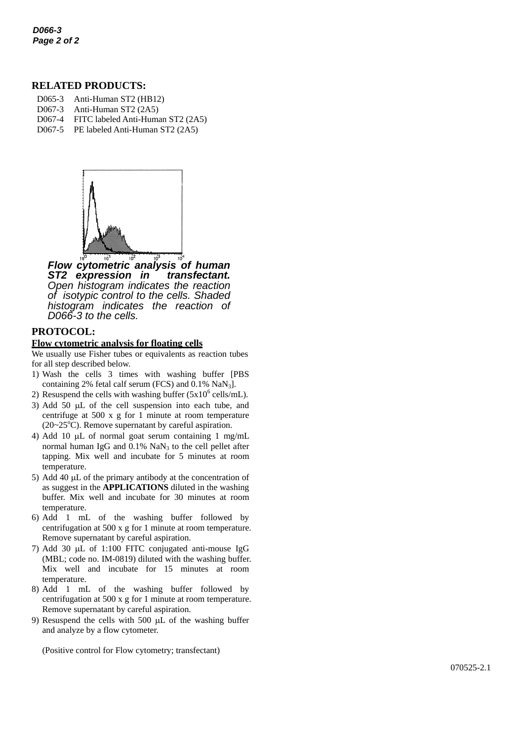## RELATED PRODUCTS:

D065-3 Anti-Human ST2 (HB12)
D067-3 Anti-Human ST2 (2A5)
D067-4 FITC labeled Anti-Human ST2 (2A5)
D067-5 PE labeled Anti-Human ST2 (2A5)

$10^0$ $10^1$ $10^2$ $10^3$ $10^4$

***Flow cytometric analysis of human ST2 expression in transfectant.*** *Open histogram indicates the reaction of isotypic control to the cells. Shaded histogram indicates the reaction of D066-3 to the cells.*

## PROTOCOL:

**Flow cytometric analysis for floating cells**

We usually use Fisher tubes or equivalents as reaction tubes for all step described below.

1) Wash the cells 3 times with washing buffer [PBS containing 2% fetal calf serum (FCS) and 0.1% $NaN_3$].
2) Resuspend the cells with washing buffer ($5 \times 10^6$ cells/mL).
3) Add 50 μL of the cell suspension into each tube, and centrifuge at 500 x g for 1 minute at room temperature (20~25°C). Remove supernatant by careful aspiration.
4) Add 10 μL of normal goat serum containing 1 mg/mL normal human IgG and 0.1% $NaN_3$ to the cell pellet after tapping. Mix well and incubate for 5 minutes at room temperature.
5) Add 40 μL of the primary antibody at the concentration of as suggest in the **APPLICATIONS** diluted in the washing buffer. Mix well and incubate for 30 minutes at room temperature.
6) Add 1 mL of the washing buffer followed by centrifugation at 500 x g for 1 minute at room temperature. Remove supernatant by careful aspiration.
7) Add 30 μL of 1:100 FITC conjugated anti-mouse IgG (MBL; code no. IM-0819) diluted with the washing buffer. Mix well and incubate for 15 minutes at room temperature.
8) Add 1 mL of the washing buffer followed by centrifugation at 500 x g for 1 minute at room temperature. Remove supernatant by careful aspiration.
9) Resuspend the cells with 500 μL of the washing buffer and analyze by a flow cytometer.

(Positive control for Flow cytometry; transfectant)

070525-2.1